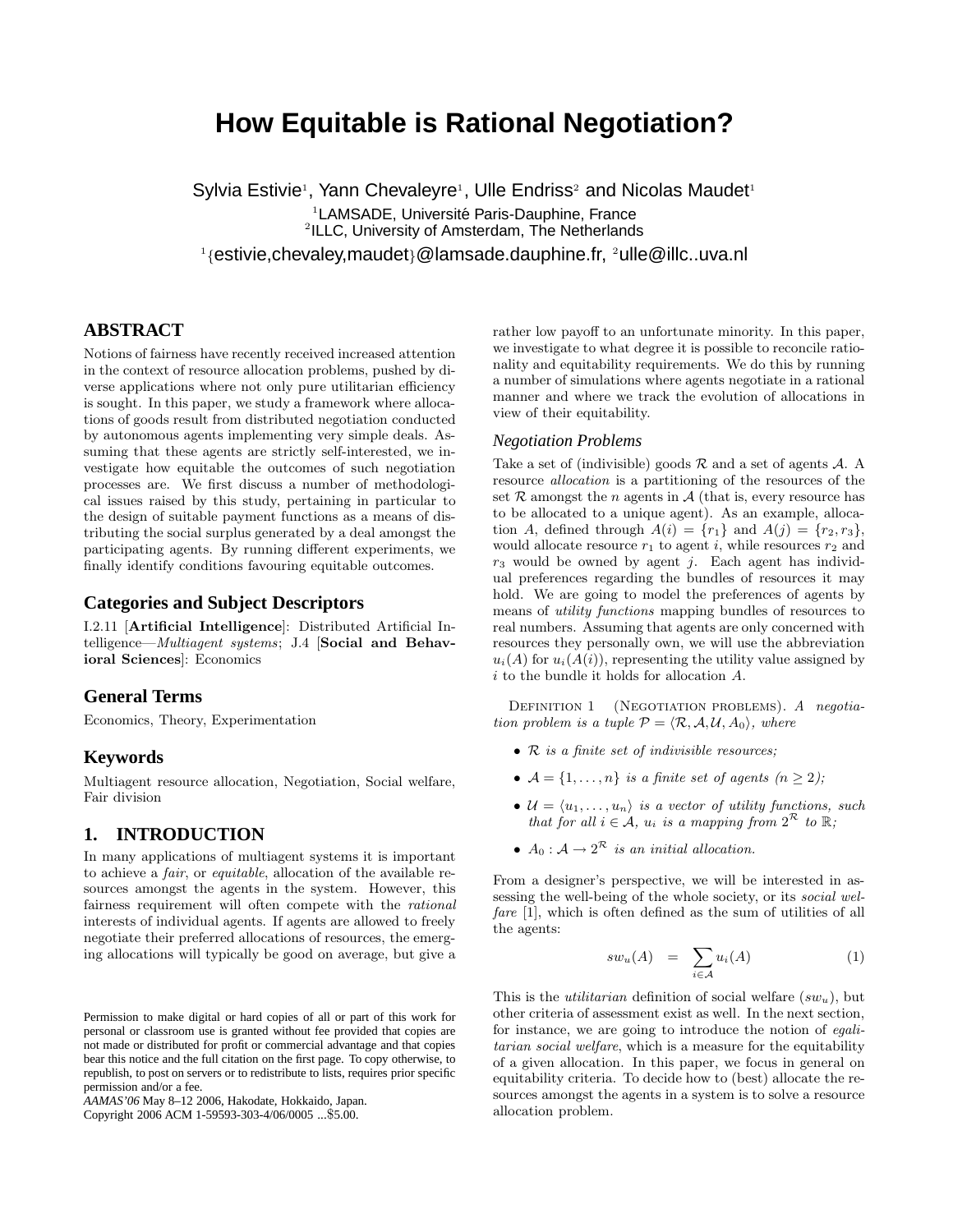# How Equitable is Rational Negotiation?

Sylvia Estivie[1], Yann Chevaleyre[1], Ulle Endriss[2] and Nicolas Maudet[1]

[1]LAMSADE, Université Paris-Dauphine, France
[2]ILLC, University of Amsterdam, The Netherlands

[1]{estivie,chevaley,maudet}@lamsade.dauphine.fr, [2]ulle@illc..uva.nl

## ABSTRACT

Notions of fairness have recently received increased attention in the context of resource allocation problems, pushed by diverse applications where not only pure utilitarian efficiency is sought. In this paper, we study a framework where allocations of goods result from distributed negotiation conducted by autonomous agents implementing very simple deals. Assuming that these agents are strictly self-interested, we investigate how equitable the outcomes of such negotiation processes are. We first discuss a number of methodological issues raised by this study, pertaining in particular to the design of suitable payment functions as a means of distributing the social surplus generated by a deal amongst the participating agents. By running different experiments, we finally identify conditions favouring equitable outcomes.

## Categories and Subject Descriptors

I.2.11 [**Artificial Intelligence**]: Distributed Artificial Intelligence—*Multiagent systems*; J.4 [**Social and Behavioral Sciences**]: Economics

## General Terms

Economics, Theory, Experimentation

## Keywords

Multiagent resource allocation, Negotiation, Social welfare, Fair division

## 1. INTRODUCTION

In many applications of multiagent systems it is important to achieve a *fair*, or *equitable*, allocation of the available resources amongst the agents in the system. However, this fairness requirement will often compete with the *rational* interests of individual agents. If agents are allowed to freely negotiate their preferred allocations of resources, the emerging allocations will typically be good on average, but give a rather low payoff to an unfortunate minority. In this paper, we investigate to what degree it is possible to reconcile rationality and equitability requirements. We do this by running a number of simulations where agents negotiate in a rational manner and where we track the evolution of allocations in view of their equitability.

Permission to make digital or hard copies of all or part of this work for personal or classroom use is granted without fee provided that copies are not made or distributed for profit or commercial advantage and that copies bear this notice and the full citation on the first page. To copy otherwise, to republish, to post on servers or to redistribute to lists, requires prior specific permission and/or a fee.
*AAMAS'06* May 8–12 2006, Hakodate, Hokkaido, Japan.
Copyright 2006 ACM 1-59593-303-4/06/0005 ...$5.00.

### *Negotiation Problems*

Take a set of (indivisible) goods $\mathcal{R}$ and a set of agents $\mathcal{A}$. A resource *allocation* is a partitioning of the resources of the set $\mathcal{R}$ amongst the $n$ agents in $\mathcal{A}$ (that is, every resource has to be allocated to a unique agent). As an example, allocation $A$, defined through $A(i) = \{r_1\}$ and $A(j) = \{r_2, r_3\}$, would allocate resource $r_1$ to agent $i$, while resources $r_2$ and $r_3$ would be owned by agent $j$. Each agent has individual preferences regarding the bundles of resources it may hold. We are going to model the preferences of agents by means of *utility functions* mapping bundles of resources to real numbers. Assuming that agents are only concerned with resources they personally own, we will use the abbreviation $u_i(A)$ for $u_i(A(i))$, representing the utility value assigned by $i$ to the bundle it holds for allocation $A$.

Definition 1 (Negotiation problems). *A negotiation problem is a tuple $\mathcal{P} = \langle \mathcal{R}, \mathcal{A}, \mathcal{U}, A_0 \rangle$, where*

- *$\mathcal{R}$ is a finite set of indivisible resources;*
- *$\mathcal{A} = \{1, \ldots, n\}$ is a finite set of agents ($n \geq 2$);*
- *$\mathcal{U} = \langle u_1, \ldots, u_n \rangle$ is a vector of utility functions, such that for all $i \in \mathcal{A}$, $u_i$ is a mapping from $2^{\mathcal{R}}$ to $\mathbb{R}$;*
- *$A_0 : \mathcal{A} \to 2^{\mathcal{R}}$ is an initial allocation.*

From a designer's perspective, we will be interested in assessing the well-being of the whole society, or its *social welfare* [1], which is often defined as the sum of utilities of all the agents:

$$sw_u(A) \quad = \quad \sum_{i \in \mathcal{A}} u_i(A) \tag{1}$$

This is the *utilitarian* definition of social welfare ($sw_u$), but other criteria of assessment exist as well. In the next section, for instance, we are going to introduce the notion of *egalitarian social welfare*, which is a measure for the equitability of a given allocation. In this paper, we focus in general on equitability criteria. To decide how to (best) allocate the resources amongst the agents in a system is to solve a resource allocation problem.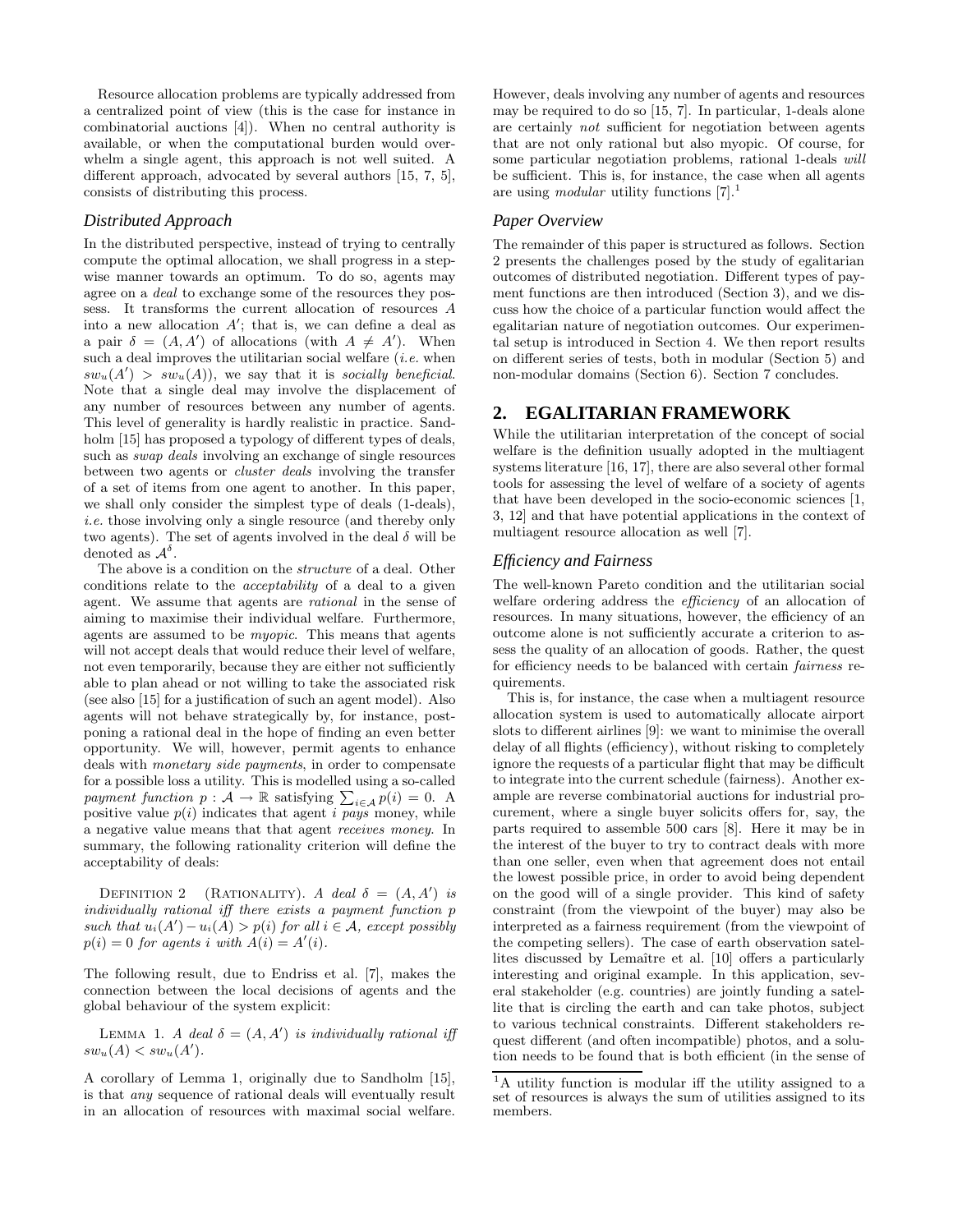Resource allocation problems are typically addressed from a centralized point of view (this is the case for instance in combinatorial auctions [4]). When no central authority is available, or when the computational burden would overwhelm a single agent, this approach is not well suited. A different approach, advocated by several authors [15, 7, 5], consists of distributing this process.

### Distributed Approach

In the distributed perspective, instead of trying to centrally compute the optimal allocation, we shall progress in a stepwise manner towards an optimum. To do so, agents may agree on a *deal* to exchange some of the resources they possess. It transforms the current allocation of resources $A$ into a new allocation $A'$; that is, we can define a deal as a pair $\delta = (A, A')$ of allocations (with $A \neq A'$). When such a deal improves the utilitarian social welfare (*i.e.* when $sw_u(A') > sw_u(A)$), we say that it is *socially beneficial*. Note that a single deal may involve the displacement of any number of resources between any number of agents. This level of generality is hardly realistic in practice. Sandholm [15] has proposed a typology of different types of deals, such as *swap deals* involving an exchange of single resources between two agents or *cluster deals* involving the transfer of a set of items from one agent to another. In this paper, we shall only consider the simplest type of deals (1-deals), *i.e.* those involving only a single resource (and thereby only two agents). The set of agents involved in the deal $\delta$ will be denoted as $\mathcal{A}^\delta$.

The above is a condition on the *structure* of a deal. Other conditions relate to the *acceptability* of a deal to a given agent. We assume that agents are *rational* in the sense of aiming to maximise their individual welfare. Furthermore, agents are assumed to be *myopic*. This means that agents will not accept deals that would reduce their level of welfare, not even temporarily, because they are either not sufficiently able to plan ahead or not willing to take the associated risk (see also [15] for a justification of such an agent model). Also agents will not behave strategically by, for instance, postponing a rational deal in the hope of finding an even better opportunity. We will, however, permit agents to enhance deals with *monetary side payments*, in order to compensate for a possible loss a utility. This is modelled using a so-called *payment function* $p : \mathcal{A} \rightarrow \mathbb{R}$ satisfying $\sum_{i \in \mathcal{A}} p(i) = 0$. A positive value $p(i)$ indicates that agent $i$ *pays* money, while a negative value means that that agent *receives money*. In summary, the following rationality criterion will define the acceptability of deals:

Definition 2 (Rationality). *A deal $\delta = (A, A')$ is individually rational iff there exists a payment function $p$ such that $u_i(A') - u_i(A) > p(i)$ for all $i \in \mathcal{A}$, except possibly $p(i) = 0$ for agents $i$ with $A(i) = A'(i)$.*

The following result, due to Endriss et al. [7], makes the connection between the local decisions of agents and the global behaviour of the system explicit:

Lemma 1. *A deal $\delta = (A, A')$ is individually rational iff $sw_u(A) < sw_u(A')$.*

A corollary of Lemma 1, originally due to Sandholm [15], is that *any* sequence of rational deals will eventually result in an allocation of resources with maximal social welfare. However, deals involving any number of agents and resources may be required to do so [15, 7]. In particular, 1-deals alone are certainly *not* sufficient for negotiation between agents that are not only rational but also myopic. Of course, for some particular negotiation problems, rational 1-deals *will* be sufficient. This is, for instance, the case when all agents are using *modular* utility functions [7].[1]

### Paper Overview

The remainder of this paper is structured as follows. Section 2 presents the challenges posed by the study of egalitarian outcomes of distributed negotiation. Different types of payment functions are then introduced (Section 3), and we discuss how the choice of a particular function would affect the egalitarian nature of negotiation outcomes. Our experimental setup is introduced in Section 4. We then report results on different series of tests, both in modular (Section 5) and non-modular domains (Section 6). Section 7 concludes.

## 2. EGALITARIAN FRAMEWORK

While the utilitarian interpretation of the concept of social welfare is the definition usually adopted in the multiagent systems literature [16, 17], there are also several other formal tools for assessing the level of welfare of a society of agents that have been developed in the socio-economic sciences [1, 3, 12] and that have potential applications in the context of multiagent resource allocation as well [7].

### Efficiency and Fairness

The well-known Pareto condition and the utilitarian social welfare ordering address the *efficiency* of an allocation of resources. In many situations, however, the efficiency of an outcome alone is not sufficiently accurate a criterion to assess the quality of an allocation of goods. Rather, the quest for efficiency needs to be balanced with certain *fairness* requirements.

This is, for instance, the case when a multiagent resource allocation system is used to automatically allocate airport slots to different airlines [9]: we want to minimise the overall delay of all flights (efficiency), without risking to completely ignore the requests of a particular flight that may be difficult to integrate into the current schedule (fairness). Another example are reverse combinatorial auctions for industrial procurement, where a single buyer solicits offers for, say, the parts required to assemble 500 cars [8]. Here it may be in the interest of the buyer to try to contract deals with more than one seller, even when that agreement does not entail the lowest possible price, in order to avoid being dependent on the good will of a single provider. This kind of safety constraint (from the viewpoint of the buyer) may also be interpreted as a fairness requirement (from the viewpoint of the competing sellers). The case of earth observation satellites discussed by Lemaître et al. [10] offers a particularly interesting and original example. In this application, several stakeholder (e.g. countries) are jointly funding a satellite that is circling the earth and can take photos, subject to various technical constraints. Different stakeholders request different (and often incompatible) photos, and a solution needs to be found that is both efficient (in the sense of

[1] A utility function is modular iff the utility assigned to a set of resources is always the sum of utilities assigned to its members.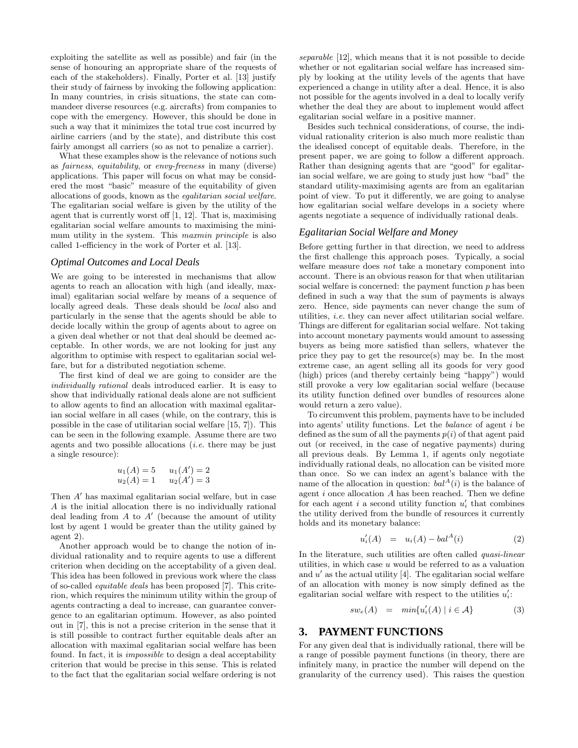exploiting the satellite as well as possible) and fair (in the sense of honouring an appropriate share of the requests of each of the stakeholders). Finally, Porter et al. [13] justify their study of fairness by invoking the following application: In many countries, in crisis situations, the state can commandeer diverse resources (e.g. aircrafts) from companies to cope with the emergency. However, this should be done in such a way that it minimizes the total true cost incurred by airline carriers (and by the state), and distribute this cost fairly amongst all carriers (so as not to penalize a carrier).

What these examples show is the relevance of notions such as *fairness*, *equitability*, or *envy-freeness* in many (diverse) applications. This paper will focus on what may be considered the most "basic" measure of the equitability of given allocations of goods, known as the *egalitarian social welfare*. The egalitarian social welfare is given by the utility of the agent that is currently worst off [1, 12]. That is, maximising egalitarian social welfare amounts to maximising the minimum utility in the system. This *maxmin principle* is also called 1-efficiency in the work of Porter et al. [13].

### *Optimal Outcomes and Local Deals*

We are going to be interested in mechanisms that allow agents to reach an allocation with high (and ideally, maximal) egalitarian social welfare by means of a sequence of locally agreed deals. These deals should be *local* also and particularly in the sense that the agents should be able to decide locally within the group of agents about to agree on a given deal whether or not that deal should be deemed acceptable. In other words, we are not looking for just any algorithm to optimise with respect to egalitarian social welfare, but for a distributed negotiation scheme.

The first kind of deal we are going to consider are the *individually rational* deals introduced earlier. It is easy to show that individually rational deals alone are not sufficient to allow agents to find an allocation with maximal egalitarian social welfare in all cases (while, on the contrary, this is possible in the case of utilitarian social welfare [15, 7]). This can be seen in the following example. Assume there are two agents and two possible allocations (*i.e.* there may be just a single resource):

$$\begin{array}{ll} u_1(A) = 5 & u_1(A') = 2 \\ u_2(A) = 1 & u_2(A') = 3 \end{array}$$

Then $A'$ has maximal egalitarian social welfare, but in case $A$ is the initial allocation there is no individually rational deal leading from $A$ to $A'$ (because the amount of utility lost by agent 1 would be greater than the utility gained by agent 2).

Another approach would be to change the notion of individual rationality and to require agents to use a different criterion when deciding on the acceptability of a given deal. This idea has been followed in previous work where the class of so-called *equitable deals* has been proposed [7]. This criterion, which requires the minimum utility within the group of agents contracting a deal to increase, can guarantee convergence to an egalitarian optimum. However, as also pointed out in [7], this is not a precise criterion in the sense that it is still possible to contract further equitable deals after an allocation with maximal egalitarian social welfare has been found. In fact, it is *impossible* to design a deal acceptability criterion that would be precise in this sense. This is related to the fact that the egalitarian social welfare ordering is not *separable* [12], which means that it is not possible to decide whether or not egalitarian social welfare has increased simply by looking at the utility levels of the agents that have experienced a change in utility after a deal. Hence, it is also not possible for the agents involved in a deal to locally verify whether the deal they are about to implement would affect egalitarian social welfare in a positive manner.

Besides such technical considerations, of course, the individual rationality criterion is also much more realistic than the idealised concept of equitable deals. Therefore, in the present paper, we are going to follow a different approach. Rather than designing agents that are "good" for egalitarian social welfare, we are going to study just how "bad" the standard utility-maximising agents are from an egalitarian point of view. To put it differently, we are going to analyse how egalitarian social welfare develops in a society where agents negotiate a sequence of individually rational deals.

### *Egalitarian Social Welfare and Money*

Before getting further in that direction, we need to address the first challenge this approach poses. Typically, a social welfare measure does *not* take a monetary component into account. There is an obvious reason for that when utilitarian social welfare is concerned: the payment function $p$ has been defined in such a way that the sum of payments is always zero. Hence, side payments can never change the sum of utilities, *i.e.* they can never affect utilitarian social welfare. Things are different for egalitarian social welfare. Not taking into account monetary payments would amount to assessing buyers as being more satisfied than sellers, whatever the price they pay to get the resource(s) may be. In the most extreme case, an agent selling all its goods for very good (high) prices (and thereby certainly being "happy") would still provoke a very low egalitarian social welfare (because its utility function defined over bundles of resources alone would return a zero value).

To circumvent this problem, payments have to be included into agents' utility functions. Let the *balance* of agent $i$ be defined as the sum of all the payments $p(i)$ of that agent paid out (or received, in the case of negative payments) during all previous deals. By Lemma 1, if agents only negotiate individually rational deals, no allocation can be visited more than once. So we can index an agent's balance with the name of the allocation in question: $bal^A(i)$ is the balance of agent $i$ once allocation $A$ has been reached. Then we define for each agent $i$ a second utility function $u_i'$ that combines the utility derived from the bundle of resources it currently holds and its monetary balance:

$$u_i'(A) \quad = \quad u_i(A) - bal^A(i) \tag{2}$$

In the literature, such utilities are often called *quasi-linear* utilities, in which case $u$ would be referred to as a valuation and $u'$ as the actual utility [4]. The egalitarian social welfare of an allocation with money is now simply defined as the egalitarian social welfare with respect to the utilities $u_i'$:

$$sw_e(A) \quad = \quad min\{u_i'(A) \mid i \in \mathcal{A}\} \tag{3}$$

## 3. PAYMENT FUNCTIONS

For any given deal that is individually rational, there will be a range of possible payment functions (in theory, there are infinitely many, in practice the number will depend on the granularity of the currency used). This raises the question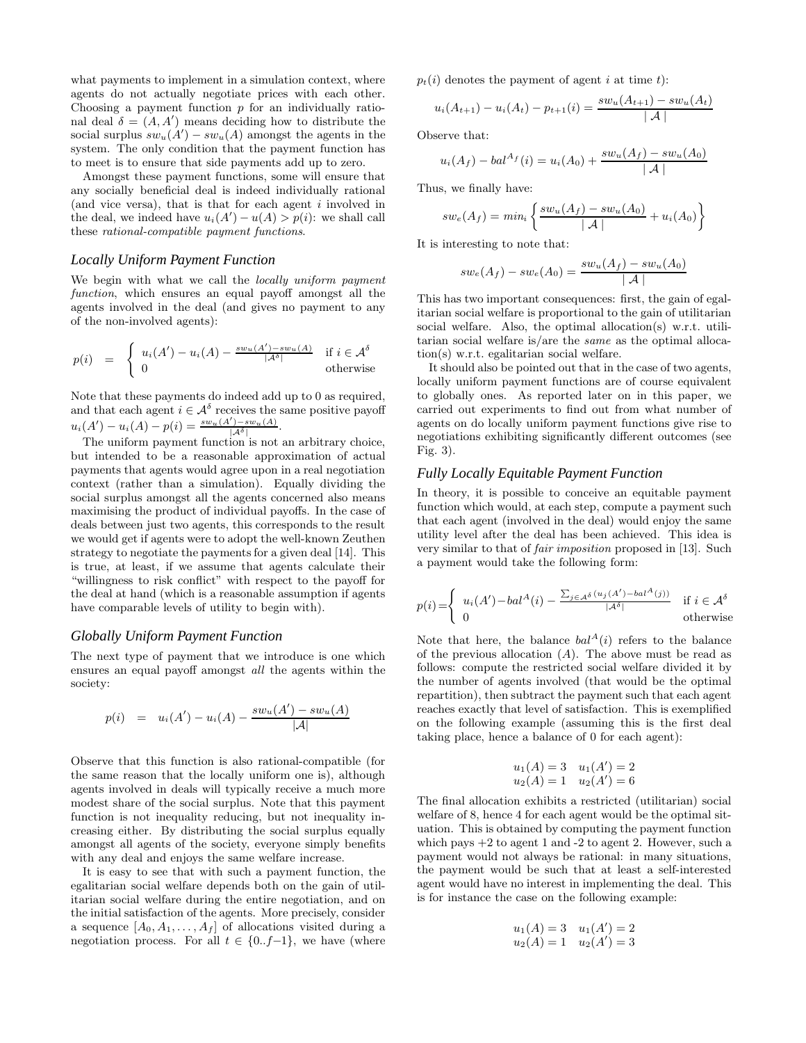what payments to implement in a simulation context, where agents do not actually negotiate prices with each other. Choosing a payment function $p$ for an individually rational deal $\delta = (A, A')$ means deciding how to distribute the social surplus $sw_u(A') - sw_u(A)$ amongst the agents in the system. The only condition that the payment function has to meet is to ensure that side payments add up to zero.

Amongst these payment functions, some will ensure that any socially beneficial deal is indeed individually rational (and vice versa), that is that for each agent $i$ involved in the deal, we indeed have $u_i(A') - u(A) > p(i)$: we shall call these *rational-compatible payment functions*.

### Locally Uniform Payment Function

We begin with what we call the *locally uniform payment function*, which ensures an equal payoff amongst all the agents involved in the deal (and gives no payment to any of the non-involved agents):

$$p(i) \quad = \quad \begin{cases} u_i(A') - u_i(A) - \frac{sw_u(A') - sw_u(A)}{|\mathcal{A}^\delta|} & \text{if } i \in \mathcal{A}^\delta \\ 0 & \text{otherwise} \end{cases}$$

Note that these payments do indeed add up to 0 as required, and that each agent $i \in \mathcal{A}^\delta$ receives the same positive payoff $u_i(A') - u_i(A) - p(i) = \frac{sw_u(A') - sw_u(A)}{|\mathcal{A}^\delta|}$.

The uniform payment function is not an arbitrary choice, but intended to be a reasonable approximation of actual payments that agents would agree upon in a real negotiation context (rather than a simulation). Equally dividing the social surplus amongst all the agents concerned also means maximising the product of individual payoffs. In the case of deals between just two agents, this corresponds to the result we would get if agents were to adopt the well-known Zeuthen strategy to negotiate the payments for a given deal [14]. This is true, at least, if we assume that agents calculate their "willingness to risk conflict" with respect to the payoff for the deal at hand (which is a reasonable assumption if agents have comparable levels of utility to begin with).

### Globally Uniform Payment Function

The next type of payment that we introduce is one which ensures an equal payoff amongst *all* the agents within the society:

$$p(i) \quad = \quad u_i(A') - u_i(A) - \frac{sw_u(A') - sw_u(A)}{|\mathcal{A}|}$$

Observe that this function is also rational-compatible (for the same reason that the locally uniform one is), although agents involved in deals will typically receive a much more modest share of the social surplus. Note that this payment function is not inequality reducing, but not inequality increasing either. By distributing the social surplus equally amongst all agents of the society, everyone simply benefits with any deal and enjoys the same welfare increase.

It is easy to see that with such a payment function, the egalitarian social welfare depends both on the gain of utilitarian social welfare during the entire negotiation, and on the initial satisfaction of the agents. More precisely, consider a sequence $[A_0, A_1, \ldots, A_f]$ of allocations visited during a negotiation process. For all $t \in \{0..f{-}1\}$, we have (where $p_t(i)$ denotes the payment of agent $i$ at time $t$):

$$u_i(A_{t+1}) - u_i(A_t) - p_{t+1}(i) = \frac{sw_u(A_{t+1}) - sw_u(A_t)}{|\mathcal{A}|}$$

Observe that:

$$u_i(A_f) - bal^{A_f}(i) = u_i(A_0) + \frac{sw_u(A_f) - sw_u(A_0)}{|\mathcal{A}|}$$

Thus, we finally have:

$$sw_e(A_f) = min_i \left\{ \frac{sw_u(A_f) - sw_u(A_0)}{|\mathcal{A}|} + u_i(A_0) \right\}$$

It is interesting to note that:

$$sw_e(A_f) - sw_e(A_0) = \frac{sw_u(A_f) - sw_u(A_0)}{|\mathcal{A}|}$$

This has two important consequences: first, the gain of egalitarian social welfare is proportional to the gain of utilitarian social welfare. Also, the optimal allocation(s) w.r.t. utilitarian social welfare is/are the *same* as the optimal allocation(s) w.r.t. egalitarian social welfare.

It should also be pointed out that in the case of two agents, locally uniform payment functions are of course equivalent to globally ones. As reported later on in this paper, we carried out experiments to find out from what number of agents on do locally uniform payment functions give rise to negotiations exhibiting significantly different outcomes (see Fig. 3).

### Fully Locally Equitable Payment Function

In theory, it is possible to conceive an equitable payment function which would, at each step, compute a payment such that each agent (involved in the deal) would enjoy the same utility level after the deal has been achieved. This idea is very similar to that of *fair imposition* proposed in [13]. Such a payment would take the following form:

$$p(i) = \begin{cases} u_i(A') - bal^A(i) - \frac{\sum_{j \in \mathcal{A}^\delta} (u_j(A') - bal^A(j))}{|\mathcal{A}^\delta|} & \text{if } i \in \mathcal{A}^\delta \\ 0 & \text{otherwise} \end{cases}$$

Note that here, the balance $bal^A(i)$ refers to the balance of the previous allocation ($A$). The above must be read as follows: compute the restricted social welfare divided it by the number of agents involved (that would be the optimal repartition), then subtract the payment such that each agent reaches exactly that level of satisfaction. This is exemplified on the following example (assuming this is the first deal taking place, hence a balance of 0 for each agent):

$$\begin{array}{ll} u_1(A) = 3 & u_1(A') = 2 \\ u_2(A) = 1 & u_2(A') = 6 \end{array}$$

The final allocation exhibits a restricted (utilitarian) social welfare of 8, hence 4 for each agent would be the optimal situation. This is obtained by computing the payment function which pays +2 to agent 1 and -2 to agent 2. However, such a payment would not always be rational: in many situations, the payment would be such that at least a self-interested agent would have no interest in implementing the deal. This is for instance the case on the following example:

$$\begin{array}{ll} u_1(A) = 3 & u_1(A') = 2 \\ u_2(A) = 1 & u_2(A') = 3 \end{array}$$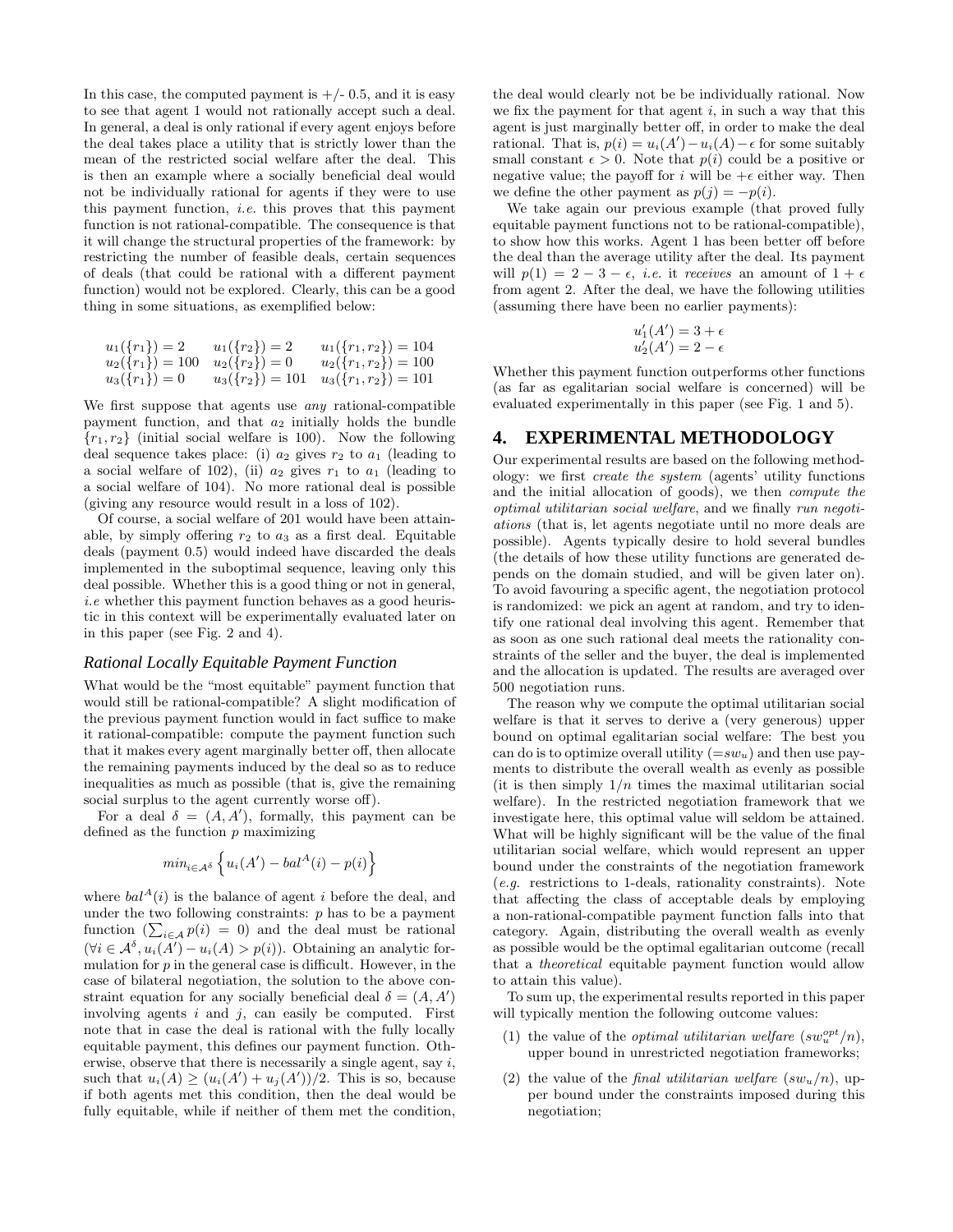In this case, the computed payment is +/- 0.5, and it is easy to see that agent 1 would not rationally accept such a deal. In general, a deal is only rational if every agent enjoys before the deal takes place a utility that is strictly lower than the mean of the restricted social welfare after the deal. This is then an example where a socially beneficial deal would not be individually rational for agents if they were to use this payment function, *i.e.* this proves that this payment function is not rational-compatible. The consequence is that it will change the structural properties of the framework: by restricting the number of feasible deals, certain sequences of deals (that could be rational with a different payment function) would not be explored. Clearly, this can be a good thing in some situations, as exemplified below:

$$
\begin{array}{lll}
u_1(\{r_1\}) = 2 & u_1(\{r_2\}) = 2 & u_1(\{r_1, r_2\}) = 104 \\
u_2(\{r_1\}) = 100 & u_2(\{r_2\}) = 0 & u_2(\{r_1, r_2\}) = 100 \\
u_3(\{r_1\}) = 0 & u_3(\{r_2\}) = 101 & u_3(\{r_1, r_2\}) = 101
\end{array}
$$

We first suppose that agents use *any* rational-compatible payment function, and that $a_2$ initially holds the bundle $\{r_1, r_2\}$ (initial social welfare is 100). Now the following deal sequence takes place: (i) $a_2$ gives $r_2$ to $a_1$ (leading to a social welfare of 102), (ii) $a_2$ gives $r_1$ to $a_1$ (leading to a social welfare of 104). No more rational deal is possible (giving any resource would result in a loss of 102).

Of course, a social welfare of 201 would have been attainable, by simply offering $r_2$ to $a_3$ as a first deal. Equitable deals (payment 0.5) would indeed have discarded the deals implemented in the suboptimal sequence, leaving only this deal possible. Whether this is a good thing or not in general, *i.e* whether this payment function behaves as a good heuristic in this context will be experimentally evaluated later on in this paper (see Fig. 2 and 4).

### Rational Locally Equitable Payment Function

What would be the "most equitable" payment function that would still be rational-compatible? A slight modification of the previous payment function would in fact suffice to make it rational-compatible: compute the payment function such that it makes every agent marginally better off, then allocate the remaining payments induced by the deal so as to reduce inequalities as much as possible (that is, give the remaining social surplus to the agent currently worse off).

For a deal $\delta = (A, A')$, formally, this payment can be defined as the function $p$ maximizing

$$min_{i \in \mathcal{A}^{\delta}} \left\{ u_i(A') - bal^A(i) - p(i) \right\}$$

where $bal^A(i)$ is the balance of agent $i$ before the deal, and under the two following constraints: $p$ has to be a payment function ($\sum_{i \in \mathcal{A}} p(i) = 0$) and the deal must be rational ($\forall i \in \mathcal{A}^{\delta}, u_i(A') - u_i(A) > p(i)$). Obtaining an analytic formulation for $p$ in the general case is difficult. However, in the case of bilateral negotiation, the solution to the above constraint equation for any socially beneficial deal $\delta = (A, A')$ involving agents $i$ and $j$, can easily be computed. First note that in case the deal is rational with the fully locally equitable payment, this defines our payment function. Otherwise, observe that there is necessarily a single agent, say $i$, such that $u_i(A) \geq (u_i(A') + u_j(A'))/2$. This is so, because if both agents met this condition, then the deal would be fully equitable, while if neither of them met the condition, the deal would clearly not be be individually rational. Now we fix the payment for that agent $i$, in such a way that this agent is just marginally better off, in order to make the deal rational. That is, $p(i) = u_i(A') - u_i(A) - \epsilon$ for some suitably small constant $\epsilon > 0$. Note that $p(i)$ could be a positive or negative value; the payoff for $i$ will be $+\epsilon$ either way. Then we define the other payment as $p(j) = -p(i)$.

We take again our previous example (that proved fully equitable payment functions not to be rational-compatible), to show how this works. Agent 1 has been better off before the deal than the average utility after the deal. Its payment will $p(1) = 2 - 3 - \epsilon$, *i.e.* it *receives* an amount of $1 + \epsilon$ from agent 2. After the deal, we have the following utilities (assuming there have been no earlier payments):

$$
\begin{array}{l}
u'_1(A') = 3 + \epsilon \\
u'_2(A') = 2 - \epsilon
\end{array}
$$

Whether this payment function outperforms other functions (as far as egalitarian social welfare is concerned) will be evaluated experimentally in this paper (see Fig. 1 and 5).

## 4. EXPERIMENTAL METHODOLOGY

Our experimental results are based on the following methodology: we first *create the system* (agents' utility functions and the initial allocation of goods), we then *compute the optimal utilitarian social welfare*, and we finally *run negotiations* (that is, let agents negotiate until no more deals are possible). Agents typically desire to hold several bundles (the details of how these utility functions are generated depends on the domain studied, and will be given later on). To avoid favouring a specific agent, the negotiation protocol is randomized: we pick an agent at random, and try to identify one rational deal involving this agent. Remember that as soon as one such rational deal meets the rationality constraints of the seller and the buyer, the deal is implemented and the allocation is updated. The results are averaged over 500 negotiation runs.

The reason why we compute the optimal utilitarian social welfare is that it serves to derive a (very generous) upper bound on optimal egalitarian social welfare: The best you can do is to optimize overall utility ($=sw_u$) and then use payments to distribute the overall wealth as evenly as possible (it is then simply $1/n$ times the maximal utilitarian social welfare). In the restricted negotiation framework that we investigate here, this optimal value will seldom be attained. What will be highly significant will be the value of the final utilitarian social welfare, which would represent an upper bound under the constraints of the negotiation framework (*e.g.* restrictions to 1-deals, rationality constraints). Note that affecting the class of acceptable deals by employing a non-rational-compatible payment function falls into that category. Again, distributing the overall wealth as evenly as possible would be the optimal egalitarian outcome (recall that a *theoretical* equitable payment function would allow to attain this value).

To sum up, the experimental results reported in this paper will typically mention the following outcome values:

(1) the value of the *optimal utilitarian welfare* ($sw_u^{opt}/n$), upper bound in unrestricted negotiation frameworks;

(2) the value of the *final utilitarian welfare* ($sw_u/n$), upper bound under the constraints imposed during this negotiation;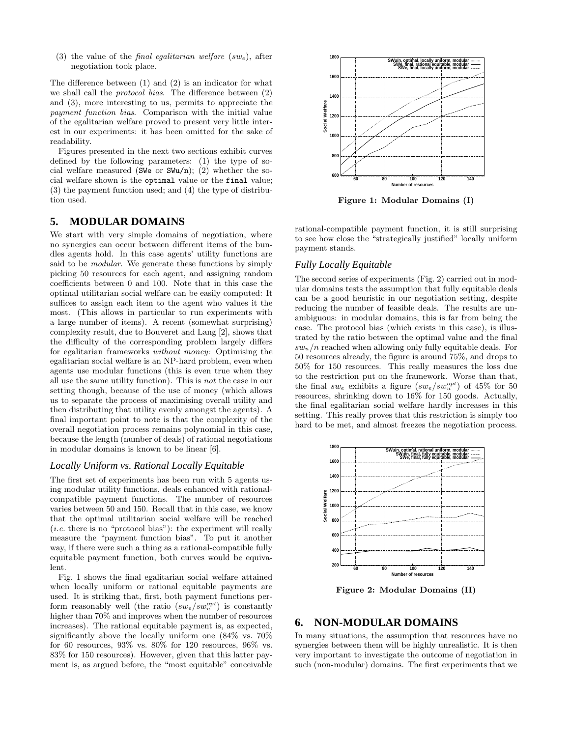(3) the value of the *final egalitarian welfare* ($sw_e$), after negotiation took place.

The difference between (1) and (2) is an indicator for what we shall call the *protocol bias*. The difference between (2) and (3), more interesting to us, permits to appreciate the *payment function bias*. Comparison with the initial value of the egalitarian welfare proved to present very little interest in our experiments: it has been omitted for the sake of readability.

Figures presented in the next two sections exhibit curves defined by the following parameters: (1) the type of social welfare measured (`SWe` or `SWu/n`); (2) whether the social welfare shown is the `optimal` value or the `final` value; (3) the payment function used; and (4) the type of distribution used.

## 5. MODULAR DOMAINS

We start with very simple domains of negotiation, where no synergies can occur between different items of the bundles agents hold. In this case agents' utility functions are said to be *modular*. We generate these functions by simply picking 50 resources for each agent, and assigning random coefficients between 0 and 100. Note that in this case the optimal utilitarian social welfare can be easily computed: It suffices to assign each item to the agent who values it the most. (This allows in particular to run experiments with a large number of items). A recent (somewhat surprising) complexity result, due to Bouveret and Lang [2], shows that the difficulty of the corresponding problem largely differs for egalitarian frameworks *without money:* Optimising the egalitarian social welfare is an NP-hard problem, even when agents use modular functions (this is even true when they all use the same utility function). This is *not* the case in our setting though, because of the use of money (which allows us to separate the process of maximising overall utility and then distributing that utility evenly amongst the agents). A final important point to note is that the complexity of the overall negotiation process remains polynomial in this case, because the length (number of deals) of rational negotiations in modular domains is known to be linear [6].

### Locally Uniform vs. Rational Locally Equitable

The first set of experiments has been run with 5 agents using modular utility functions, deals enhanced with rational-compatible payment functions. The number of resources varies between 50 and 150. Recall that in this case, we know that the optimal utilitarian social welfare will be reached (*i.e.* there is no "protocol bias"): the experiment will really measure the "payment function bias". To put it another way, if there were such a thing as a rational-compatible fully equitable payment function, both curves would be equivalent.

Fig. 1 shows the final egalitarian social welfare attained when locally uniform or rational equitable payments are used. It is striking that, first, both payment functions perform reasonably well (the ratio ($sw_e/sw_u^{opt}$) is constantly higher than 70% and improves when the number of resources increases). The rational equitable payment is, as expected, significantly above the locally uniform one (84% vs. 70% for 60 resources, 93% vs. 80% for 120 resources, 96% vs. 83% for 150 resources). However, given that this latter payment is, as argued before, the "most equitable" conceivable rational-compatible payment function, it is still surprising to see how close the "strategically justified" locally uniform payment stands.

**Figure 1: Modular Domains (I)**

### Fully Locally Equitable

The second series of experiments (Fig. 2) carried out in modular domains tests the assumption that fully equitable deals can be a good heuristic in our negotiation setting, despite reducing the number of feasible deals. The results are unambiguous: in modular domains, this is far from being the case. The protocol bias (which exists in this case), is illustrated by the ratio between the optimal value and the final $sw_u/n$ reached when allowing only fully equitable deals. For 50 resources already, the figure is around 75%, and drops to 50% for 150 resources. This really measures the loss due to the restriction put on the framework. Worse than that, the final $sw_e$ exhibits a figure ($sw_e/sw_u^{opt}$) of 45% for 50 resources, shrinking down to 16% for 150 goods. Actually, the final egalitarian social welfare hardly increases in this setting. This really proves that this restriction is simply too hard to be met, and almost freezes the negotiation process.

**Figure 2: Modular Domains (II)**

## 6. NON-MODULAR DOMAINS

In many situations, the assumption that resources have no synergies between them will be highly unrealistic. It is then very important to investigate the outcome of negotiation in such (non-modular) domains. The first experiments that we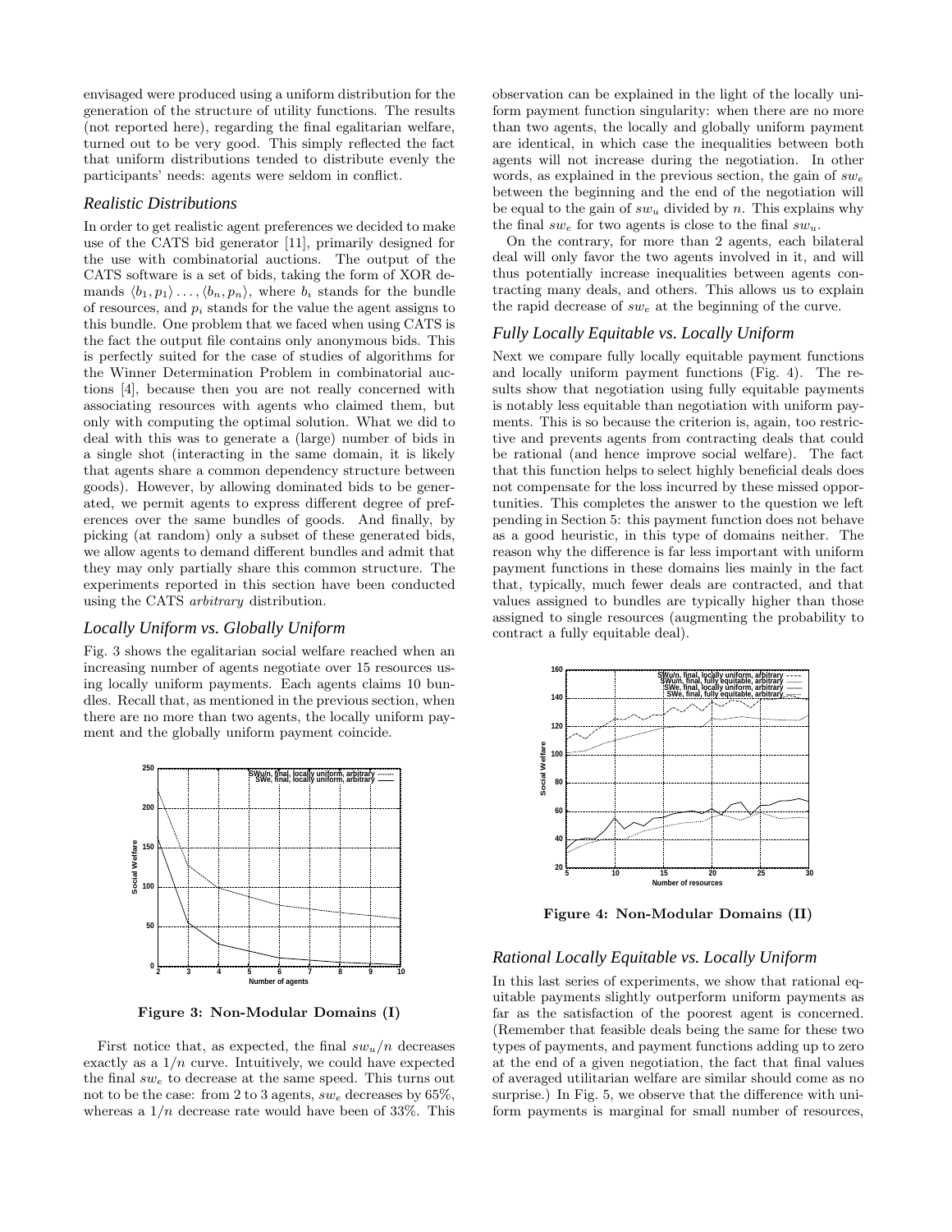envisaged were produced using a uniform distribution for the generation of the structure of utility functions. The results (not reported here), regarding the final egalitarian welfare, turned out to be very good. This simply reflected the fact that uniform distributions tended to distribute evenly the participants' needs: agents were seldom in conflict.

### Realistic Distributions

In order to get realistic agent preferences we decided to make use of the CATS bid generator [11], primarily designed for the use with combinatorial auctions. The output of the CATS software is a set of bids, taking the form of XOR demands $\langle b_1, p_1 \rangle \ldots, \langle b_n, p_n \rangle$, where $b_i$ stands for the bundle of resources, and $p_i$ stands for the value the agent assigns to this bundle. One problem that we faced when using CATS is the fact the output file contains only anonymous bids. This is perfectly suited for the case of studies of algorithms for the Winner Determination Problem in combinatorial auctions [4], because then you are not really concerned with associating resources with agents who claimed them, but only with computing the optimal solution. What we did to deal with this was to generate a (large) number of bids in a single shot (interacting in the same domain, it is likely that agents share a common dependency structure between goods). However, by allowing dominated bids to be generated, we permit agents to express different degree of preferences over the same bundles of goods. And finally, by picking (at random) only a subset of these generated bids, we allow agents to demand different bundles and admit that they may only partially share this common structure. The experiments reported in this section have been conducted using the CATS *arbitrary* distribution.

### Locally Uniform vs. Globally Uniform

Fig. 3 shows the egalitarian social welfare reached when an increasing number of agents negotiate over 15 resources using locally uniform payments. Each agents claims 10 bundles. Recall that, as mentioned in the previous section, when there are no more than two agents, the locally uniform payment and the globally uniform payment coincide.

**Figure 3: Non-Modular Domains (I)**

First notice that, as expected, the final $sw_u/n$ decreases exactly as a $1/n$ curve. Intuitively, we could have expected the final $sw_e$ to decrease at the same speed. This turns out not to be the case: from 2 to 3 agents, $sw_e$ decreases by 65%, whereas a $1/n$ decrease rate would have been of 33%. This observation can be explained in the light of the locally uniform payment function singularity: when there are no more than two agents, the locally and globally uniform payment are identical, in which case the inequalities between both agents will not increase during the negotiation. In other words, as explained in the previous section, the gain of $sw_e$ between the beginning and the end of the negotiation will be equal to the gain of $sw_u$ divided by $n$. This explains why the final $sw_e$ for two agents is close to the final $sw_u$.

On the contrary, for more than 2 agents, each bilateral deal will only favor the two agents involved in it, and will thus potentially increase inequalities between agents contracting many deals, and others. This allows us to explain the rapid decrease of $sw_e$ at the beginning of the curve.

### Fully Locally Equitable vs. Locally Uniform

Next we compare fully locally equitable payment functions and locally uniform payment functions (Fig. 4). The results show that negotiation using fully equitable payments is notably less equitable than negotiation with uniform payments. This is so because the criterion is, again, too restrictive and prevents agents from contracting deals that could be rational (and hence improve social welfare). The fact that this function helps to select highly beneficial deals does not compensate for the loss incurred by these missed opportunities. This completes the answer to the question we left pending in Section 5: this payment function does not behave as a good heuristic, in this type of domains neither. The reason why the difference is far less important with uniform payment functions in these domains lies mainly in the fact that, typically, much fewer deals are contracted, and that values assigned to bundles are typically higher than those assigned to single resources (augmenting the probability to contract a fully equitable deal).

**Figure 4: Non-Modular Domains (II)**

### Rational Locally Equitable vs. Locally Uniform

In this last series of experiments, we show that rational equitable payments slightly outperform uniform payments as far as the satisfaction of the poorest agent is concerned. (Remember that feasible deals being the same for these two types of payments, and payment functions adding up to zero at the end of a given negotiation, the fact that final values of averaged utilitarian welfare are similar should come as no surprise.) In Fig. 5, we observe that the difference with uniform payments is marginal for small number of resources,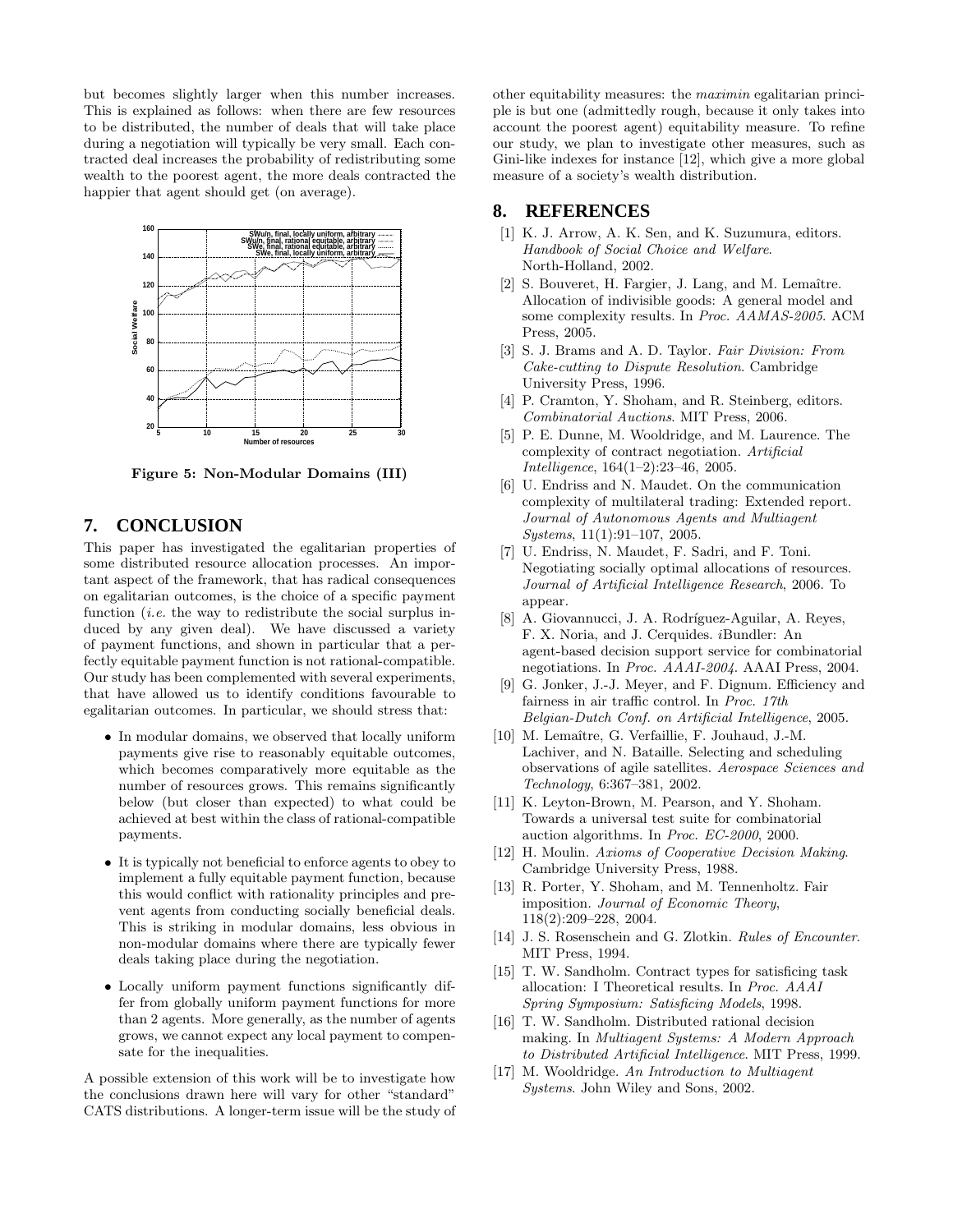but becomes slightly larger when this number increases. This is explained as follows: when there are few resources to be distributed, the number of deals that will take place during a negotiation will typically be very small. Each contracted deal increases the probability of redistributing some wealth to the poorest agent, the more deals contracted the happier that agent should get (on average).

160
140
120
100
80
60
40
20
Social Welfare
5 10 15 20 25 30
Number of resources
SWu/n, final, locally uniform, arbitrary
SWu/n, final, rational equitable, arbitrary
SWe, final, rational equitable, arbitrary
SWe, final, locally uniform, arbitrary

**Figure 5: Non-Modular Domains (III)**

## 7. CONCLUSION

This paper has investigated the egalitarian properties of some distributed resource allocation processes. An important aspect of the framework, that has radical consequences on egalitarian outcomes, is the choice of a specific payment function (*i.e.* the way to redistribute the social surplus induced by any given deal). We have discussed a variety of payment functions, and shown in particular that a perfectly equitable payment function is not rational-compatible. Our study has been complemented with several experiments, that have allowed us to identify conditions favourable to egalitarian outcomes. In particular, we should stress that:

- In modular domains, we observed that locally uniform payments give rise to reasonably equitable outcomes, which becomes comparatively more equitable as the number of resources grows. This remains significantly below (but closer than expected) to what could be achieved at best within the class of rational-compatible payments.
- It is typically not beneficial to enforce agents to obey to implement a fully equitable payment function, because this would conflict with rationality principles and prevent agents from conducting socially beneficial deals. This is striking in modular domains, less obvious in non-modular domains where there are typically fewer deals taking place during the negotiation.
- Locally uniform payment functions significantly differ from globally uniform payment functions for more than 2 agents. More generally, as the number of agents grows, we cannot expect any local payment to compensate for the inequalities.

A possible extension of this work will be to investigate how the conclusions drawn here will vary for other "standard" CATS distributions. A longer-term issue will be the study of other equitability measures: the *maximin* egalitarian principle is but one (admittedly rough, because it only takes into account the poorest agent) equitability measure. To refine our study, we plan to investigate other measures, such as Gini-like indexes for instance [12], which give a more global measure of a society's wealth distribution.

## 8. REFERENCES

[1] K. J. Arrow, A. K. Sen, and K. Suzumura, editors. *Handbook of Social Choice and Welfare*. North-Holland, 2002.

[2] S. Bouveret, H. Fargier, J. Lang, and M. Lemaître. Allocation of indivisible goods: A general model and some complexity results. In *Proc. AAMAS-2005*. ACM Press, 2005.

[3] S. J. Brams and A. D. Taylor. *Fair Division: From Cake-cutting to Dispute Resolution*. Cambridge University Press, 1996.

[4] P. Cramton, Y. Shoham, and R. Steinberg, editors. *Combinatorial Auctions*. MIT Press, 2006.

[5] P. E. Dunne, M. Wooldridge, and M. Laurence. The complexity of contract negotiation. *Artificial Intelligence*, 164(1–2):23–46, 2005.

[6] U. Endriss and N. Maudet. On the communication complexity of multilateral trading: Extended report. *Journal of Autonomous Agents and Multiagent Systems*, 11(1):91–107, 2005.

[7] U. Endriss, N. Maudet, F. Sadri, and F. Toni. Negotiating socially optimal allocations of resources. *Journal of Artificial Intelligence Research*, 2006. To appear.

[8] A. Giovannucci, J. A. Rodríguez-Aguilar, A. Reyes, F. X. Noria, and J. Cerquides. *i*Bundler: An agent-based decision support service for combinatorial negotiations. In *Proc. AAAI-2004*. AAAI Press, 2004.

[9] G. Jonker, J.-J. Meyer, and F. Dignum. Efficiency and fairness in air traffic control. In *Proc. 17th Belgian-Dutch Conf. on Artificial Intelligence*, 2005.

[10] M. Lemaître, G. Verfaillie, F. Jouhaud, J.-M. Lachiver, and N. Bataille. Selecting and scheduling observations of agile satellites. *Aerospace Sciences and Technology*, 6:367–381, 2002.

[11] K. Leyton-Brown, M. Pearson, and Y. Shoham. Towards a universal test suite for combinatorial auction algorithms. In *Proc. EC-2000*, 2000.

[12] H. Moulin. *Axioms of Cooperative Decision Making*. Cambridge University Press, 1988.

[13] R. Porter, Y. Shoham, and M. Tennenholtz. Fair imposition. *Journal of Economic Theory*, 118(2):209–228, 2004.

[14] J. S. Rosenschein and G. Zlotkin. *Rules of Encounter*. MIT Press, 1994.

[15] T. W. Sandholm. Contract types for satisficing task allocation: I Theoretical results. In *Proc. AAAI Spring Symposium: Satisficing Models*, 1998.

[16] T. W. Sandholm. Distributed rational decision making. In *Multiagent Systems: A Modern Approach to Distributed Artificial Intelligence*. MIT Press, 1999.

[17] M. Wooldridge. *An Introduction to Multiagent Systems*. John Wiley and Sons, 2002.